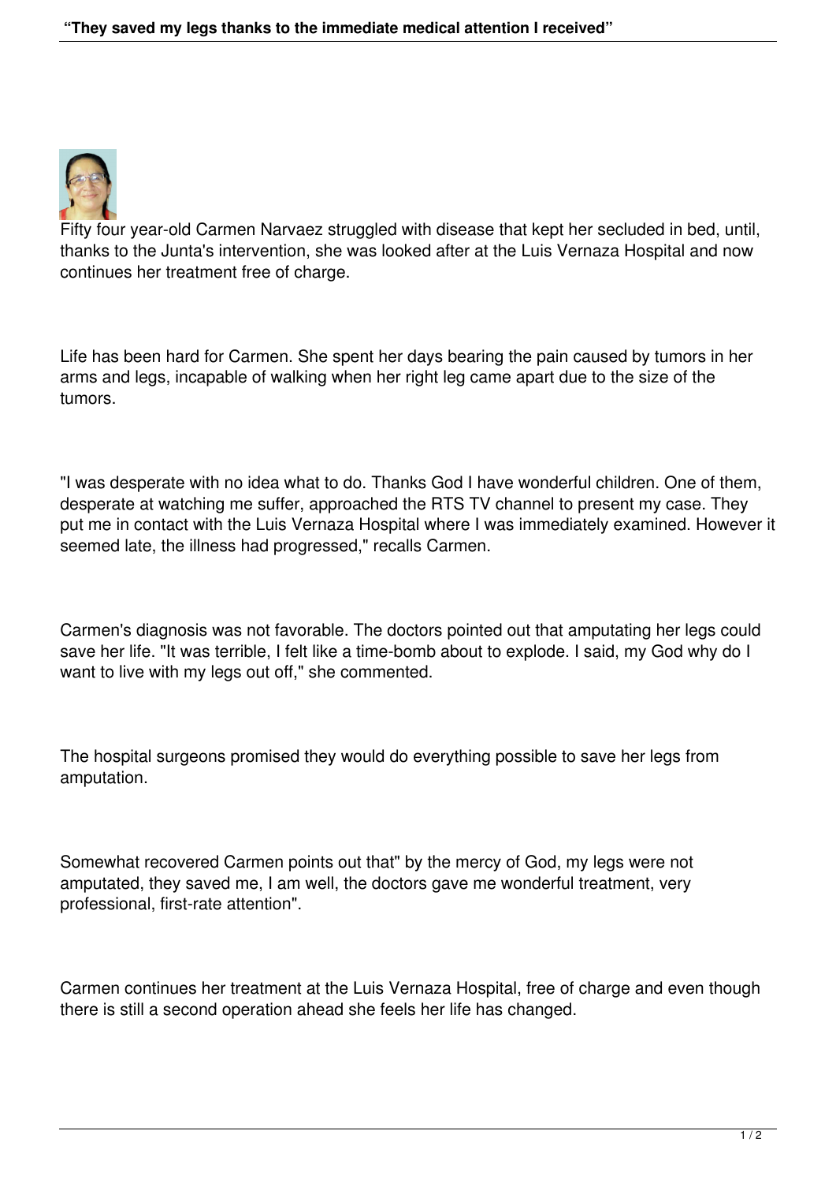# "They saved my legs thanks to the immediate medical attention I received"

Fifty four year-old Carmen Narvaez struggled with disease that kept her secluded in bed, until, thanks to the Junta's intervention, she was looked after at the Luis Vernaza Hospital and now continues her treatment free of charge.

Life has been hard for Carmen. She spent her days bearing the pain caused by tumors in her arms and legs, incapable of walking when her right leg came apart due to the size of the tumors.

"I was desperate with no idea what to do. Thanks God I have wonderful children. One of them, desperate at watching me suffer, approached the RTS TV channel to present my case. They put me in contact with the Luis Vernaza Hospital where I was immediately examined. However it seemed late, the illness had progressed," recalls Carmen.

Carmen's diagnosis was not favorable. The doctors pointed out that amputating her legs could save her life. "It was terrible, I felt like a time-bomb about to explode. I said, my God why do I want to live with my legs out off," she commented.

The hospital surgeons promised they would do everything possible to save her legs from amputation.

Somewhat recovered Carmen points out that" by the mercy of God, my legs were not amputated, they saved me, I am well, the doctors gave me wonderful treatment, very professional, first-rate attention".

Carmen continues her treatment at the Luis Vernaza Hospital, free of charge and even though there is still a second operation ahead she feels her life has changed.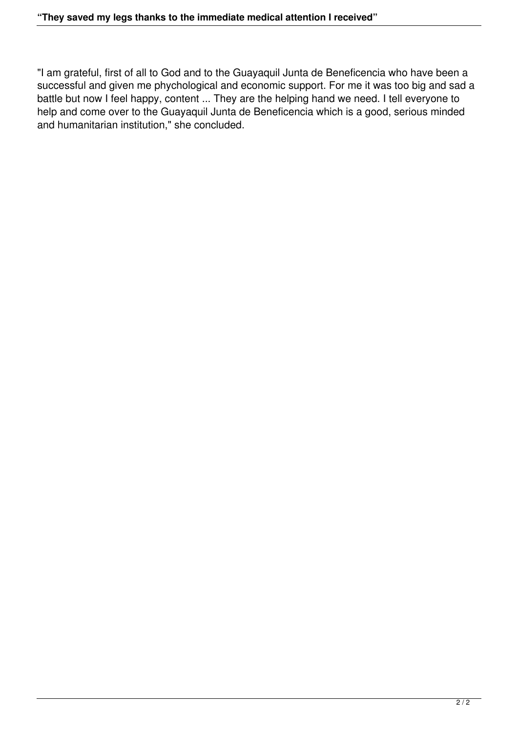"I am grateful, first of all to God and to the Guayaquil Junta de Beneficencia who have been a successful and given me phychological and economic support. For me it was too big and sad a battle but now I feel happy, content ... They are the helping hand we need. I tell everyone to help and come over to the Guayaquil Junta de Beneficencia which is a good, serious minded and humanitarian institution," she concluded.